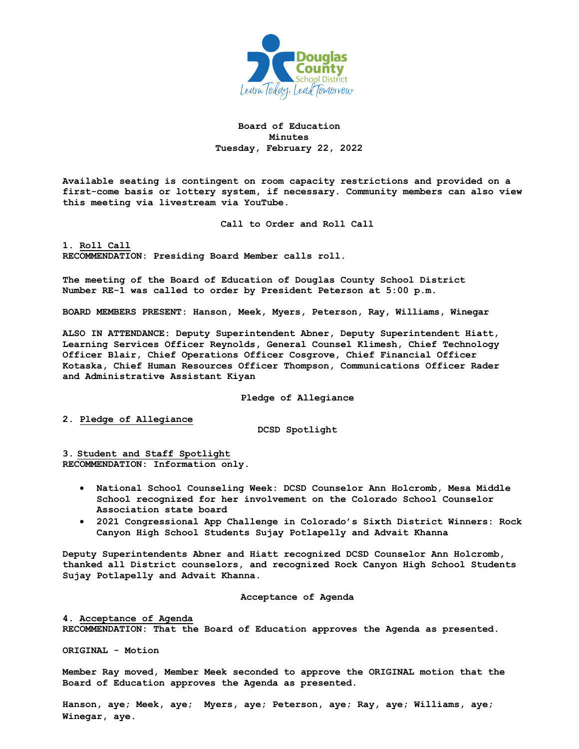# Board of Education
## Minutes
### Tuesday, February 22, 2022

**Available seating is contingent on room capacity restrictions and provided on a first-come basis or lottery system, if necessary. Community members can also view this meeting via livestream via YouTube.**

## Call to Order and Roll Call

**1. Roll Call**
**RECOMMENDATION: Presiding Board Member calls roll.**

**The meeting of the Board of Education of Douglas County School District Number RE-1 was called to order by President Peterson at 5:00 p.m.**

**BOARD MEMBERS PRESENT: Hanson, Meek, Myers, Peterson, Ray, Williams, Winegar**

**ALSO IN ATTENDANCE: Deputy Superintendent Abner, Deputy Superintendent Hiatt, Learning Services Officer Reynolds, General Counsel Klimesh, Chief Technology Officer Blair, Chief Operations Officer Cosgrove, Chief Financial Officer Kotaska, Chief Human Resources Officer Thompson, Communications Officer Rader and Administrative Assistant Kiyan**

## Pledge of Allegiance

**2. Pledge of Allegiance**

## DCSD Spotlight

**3. Student and Staff Spotlight**
**RECOMMENDATION: Information only.**

- **National School Counseling Week: DCSD Counselor Ann Holcromb, Mesa Middle School recognized for her involvement on the Colorado School Counselor Association state board**
- **2021 Congressional App Challenge in Colorado's Sixth District Winners: Rock Canyon High School Students Sujay Potlapelly and Advait Khanna**

**Deputy Superintendents Abner and Hiatt recognized DCSD Counselor Ann Holcromb, thanked all District counselors, and recognized Rock Canyon High School Students Sujay Potlapelly and Advait Khanna.**

## Acceptance of Agenda

**4. Acceptance of Agenda**
**RECOMMENDATION: That the Board of Education approves the Agenda as presented.**

**ORIGINAL - Motion**

**Member Ray moved, Member Meek seconded to approve the ORIGINAL motion that the Board of Education approves the Agenda as presented.**

**Hanson, aye; Meek, aye; Myers, aye; Peterson, aye; Ray, aye; Williams, aye; Winegar, aye.**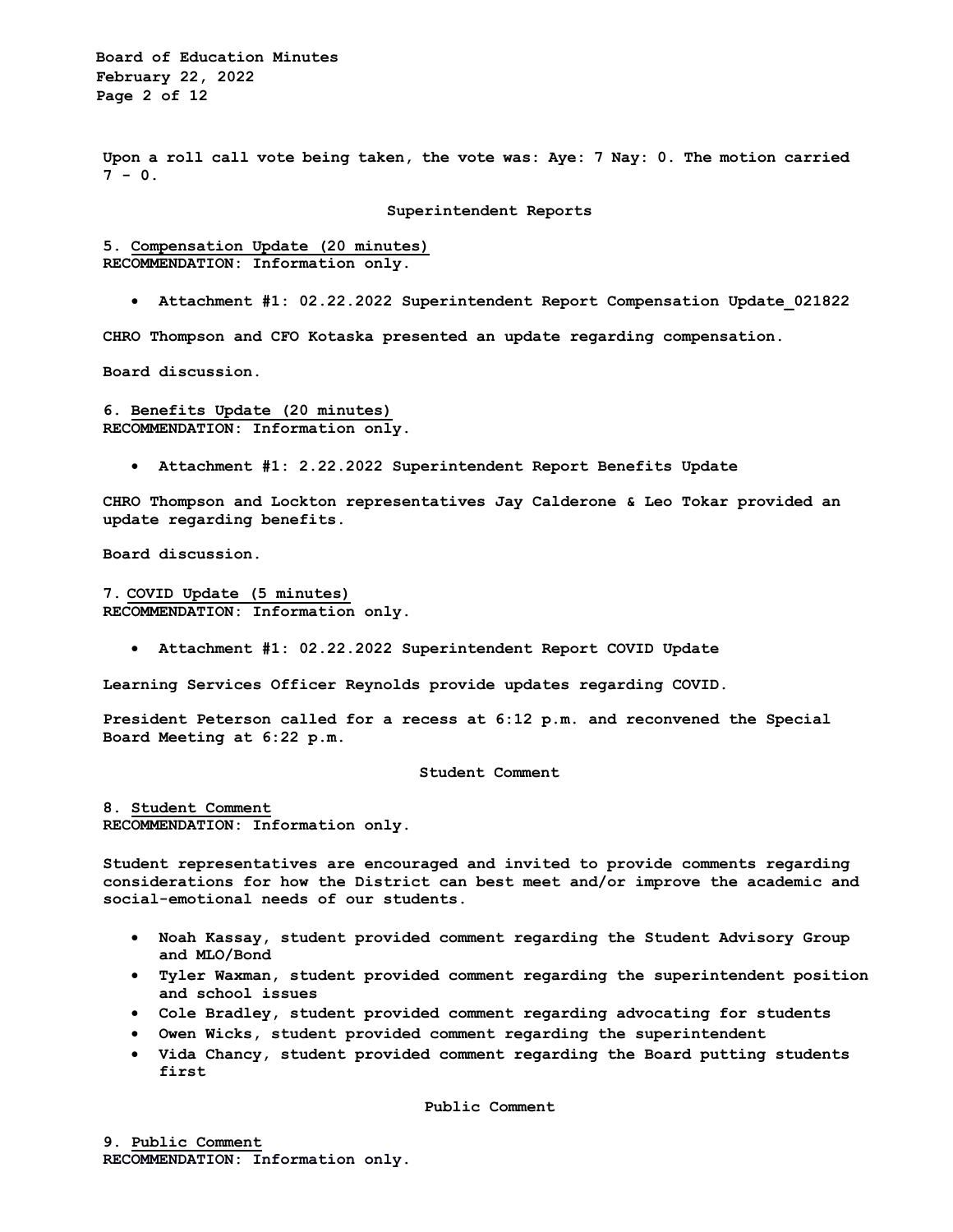Upon a roll call vote being taken, the vote was: Aye: 7 Nay: 0. The motion carried 7 - 0.

## Superintendent Reports

**5. Compensation Update (20 minutes)**
RECOMMENDATION: Information only.

- Attachment #1: 02.22.2022 Superintendent Report Compensation Update_021822

CHRO Thompson and CFO Kotaska presented an update regarding compensation.

Board discussion.

**6. Benefits Update (20 minutes)**
RECOMMENDATION: Information only.

- Attachment #1: 2.22.2022 Superintendent Report Benefits Update

CHRO Thompson and Lockton representatives Jay Calderone & Leo Tokar provided an update regarding benefits.

Board discussion.

**7. COVID Update (5 minutes)**
RECOMMENDATION: Information only.

- Attachment #1: 02.22.2022 Superintendent Report COVID Update

Learning Services Officer Reynolds provide updates regarding COVID.

President Peterson called for a recess at 6:12 p.m. and reconvened the Special Board Meeting at 6:22 p.m.

## Student Comment

**8. Student Comment**
RECOMMENDATION: Information only.

Student representatives are encouraged and invited to provide comments regarding considerations for how the District can best meet and/or improve the academic and social-emotional needs of our students.

- Noah Kassay, student provided comment regarding the Student Advisory Group and MLO/Bond
- Tyler Waxman, student provided comment regarding the superintendent position and school issues
- Cole Bradley, student provided comment regarding advocating for students
- Owen Wicks, student provided comment regarding the superintendent
- Vida Chancy, student provided comment regarding the Board putting students first

## Public Comment

**9. Public Comment**
RECOMMENDATION: Information only.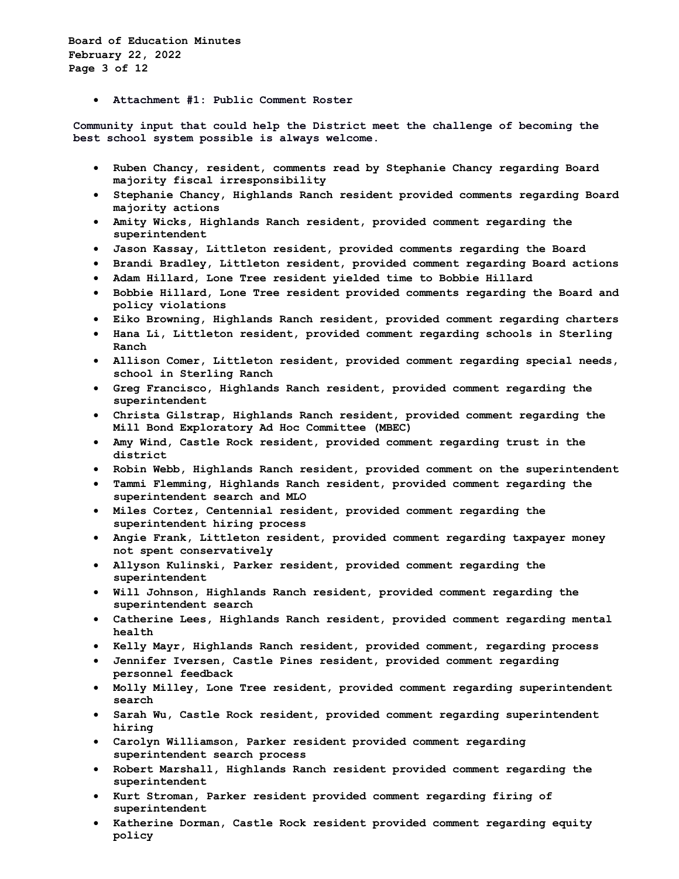- **Attachment #1: Public Comment Roster**

**Community input that could help the District meet the challenge of becoming the best school system possible is always welcome.**

- **Ruben Chancy, resident, comments read by Stephanie Chancy regarding Board majority fiscal irresponsibility**
- **Stephanie Chancy, Highlands Ranch resident provided comments regarding Board majority actions**
- **Amity Wicks, Highlands Ranch resident, provided comment regarding the superintendent**
- **Jason Kassay, Littleton resident, provided comments regarding the Board**
- **Brandi Bradley, Littleton resident, provided comment regarding Board actions**
- **Adam Hillard, Lone Tree resident yielded time to Bobbie Hillard**
- **Bobbie Hillard, Lone Tree resident provided comments regarding the Board and policy violations**
- **Eiko Browning, Highlands Ranch resident, provided comment regarding charters**
- **Hana Li, Littleton resident, provided comment regarding schools in Sterling Ranch**
- **Allison Comer, Littleton resident, provided comment regarding special needs, school in Sterling Ranch**
- **Greg Francisco, Highlands Ranch resident, provided comment regarding the superintendent**
- **Christa Gilstrap, Highlands Ranch resident, provided comment regarding the Mill Bond Exploratory Ad Hoc Committee (MBEC)**
- **Amy Wind, Castle Rock resident, provided comment regarding trust in the district**
- **Robin Webb, Highlands Ranch resident, provided comment on the superintendent**
- **Tammi Flemming, Highlands Ranch resident, provided comment regarding the superintendent search and MLO**
- **Miles Cortez, Centennial resident, provided comment regarding the superintendent hiring process**
- **Angie Frank, Littleton resident, provided comment regarding taxpayer money not spent conservatively**
- **Allyson Kulinski, Parker resident, provided comment regarding the superintendent**
- **Will Johnson, Highlands Ranch resident, provided comment regarding the superintendent search**
- **Catherine Lees, Highlands Ranch resident, provided comment regarding mental health**
- **Kelly Mayr, Highlands Ranch resident, provided comment, regarding process**
- **Jennifer Iversen, Castle Pines resident, provided comment regarding personnel feedback**
- **Molly Milley, Lone Tree resident, provided comment regarding superintendent search**
- **Sarah Wu, Castle Rock resident, provided comment regarding superintendent hiring**
- **Carolyn Williamson, Parker resident provided comment regarding superintendent search process**
- **Robert Marshall, Highlands Ranch resident provided comment regarding the superintendent**
- **Kurt Stroman, Parker resident provided comment regarding firing of superintendent**
- **Katherine Dorman, Castle Rock resident provided comment regarding equity policy**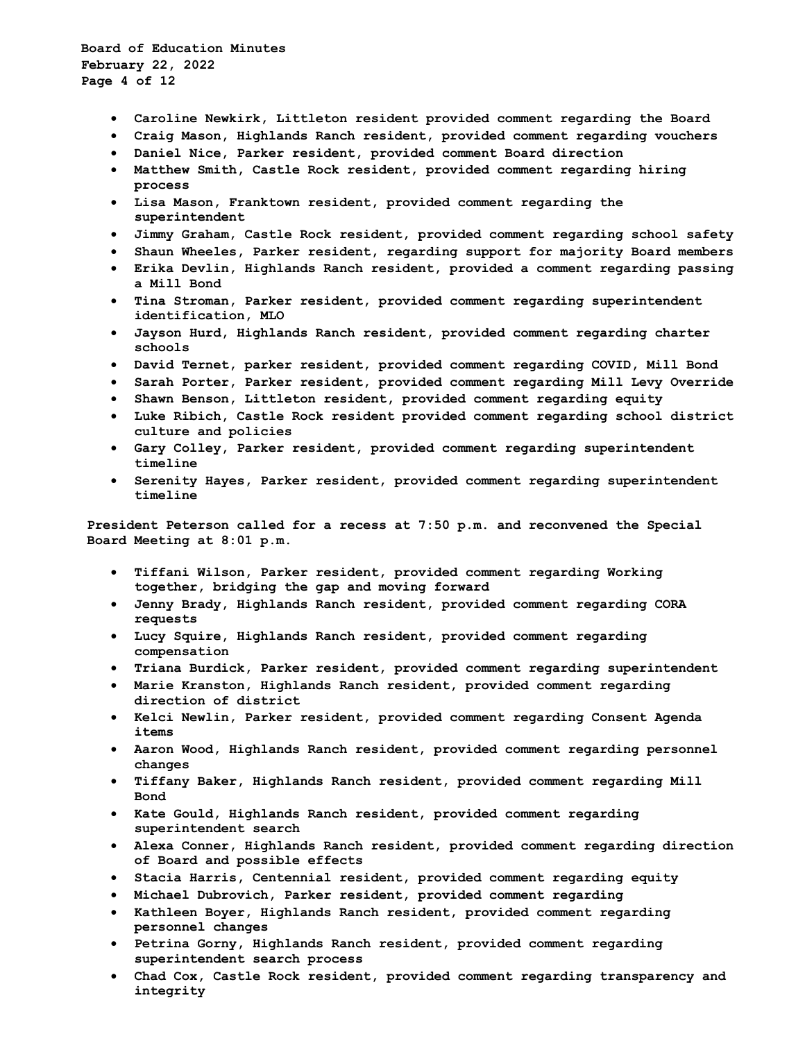- Caroline Newkirk, Littleton resident provided comment regarding the Board
- Craig Mason, Highlands Ranch resident, provided comment regarding vouchers
- Daniel Nice, Parker resident, provided comment Board direction
- Matthew Smith, Castle Rock resident, provided comment regarding hiring process
- Lisa Mason, Franktown resident, provided comment regarding the superintendent
- Jimmy Graham, Castle Rock resident, provided comment regarding school safety
- Shaun Wheeles, Parker resident, regarding support for majority Board members
- Erika Devlin, Highlands Ranch resident, provided a comment regarding passing a Mill Bond
- Tina Stroman, Parker resident, provided comment regarding superintendent identification, MLO
- Jayson Hurd, Highlands Ranch resident, provided comment regarding charter schools
- David Ternet, parker resident, provided comment regarding COVID, Mill Bond
- Sarah Porter, Parker resident, provided comment regarding Mill Levy Override
- Shawn Benson, Littleton resident, provided comment regarding equity
- Luke Ribich, Castle Rock resident provided comment regarding school district culture and policies
- Gary Colley, Parker resident, provided comment regarding superintendent timeline
- Serenity Hayes, Parker resident, provided comment regarding superintendent timeline

President Peterson called for a recess at 7:50 p.m. and reconvened the Special Board Meeting at 8:01 p.m.

- Tiffani Wilson, Parker resident, provided comment regarding Working together, bridging the gap and moving forward
- Jenny Brady, Highlands Ranch resident, provided comment regarding CORA requests
- Lucy Squire, Highlands Ranch resident, provided comment regarding compensation
- Triana Burdick, Parker resident, provided comment regarding superintendent
- Marie Kranston, Highlands Ranch resident, provided comment regarding direction of district
- Kelci Newlin, Parker resident, provided comment regarding Consent Agenda items
- Aaron Wood, Highlands Ranch resident, provided comment regarding personnel changes
- Tiffany Baker, Highlands Ranch resident, provided comment regarding Mill Bond
- Kate Gould, Highlands Ranch resident, provided comment regarding superintendent search
- Alexa Conner, Highlands Ranch resident, provided comment regarding direction of Board and possible effects
- Stacia Harris, Centennial resident, provided comment regarding equity
- Michael Dubrovich, Parker resident, provided comment regarding
- Kathleen Boyer, Highlands Ranch resident, provided comment regarding personnel changes
- Petrina Gorny, Highlands Ranch resident, provided comment regarding superintendent search process
- Chad Cox, Castle Rock resident, provided comment regarding transparency and integrity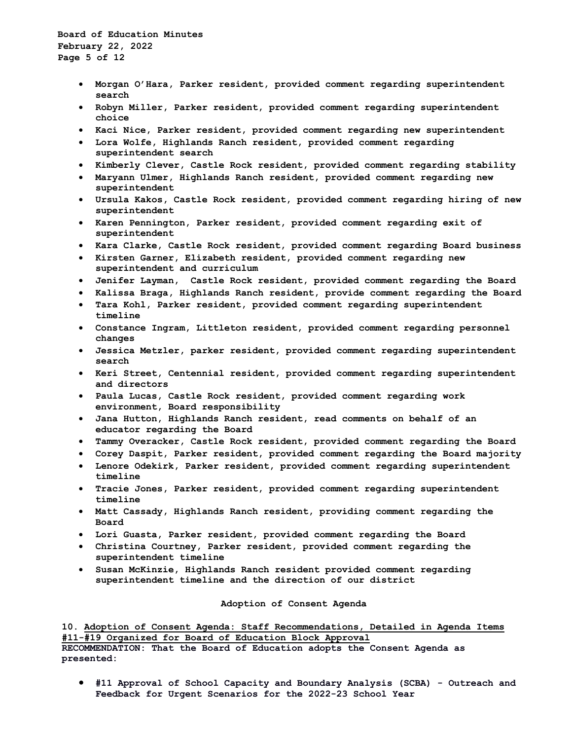- **Morgan O'Hara, Parker resident, provided comment regarding superintendent search**
- **Robyn Miller, Parker resident, provided comment regarding superintendent choice**
- **Kaci Nice, Parker resident, provided comment regarding new superintendent**
- **Lora Wolfe, Highlands Ranch resident, provided comment regarding superintendent search**
- **Kimberly Clever, Castle Rock resident, provided comment regarding stability**
- **Maryann Ulmer, Highlands Ranch resident, provided comment regarding new superintendent**
- **Ursula Kakos, Castle Rock resident, provided comment regarding hiring of new superintendent**
- **Karen Pennington, Parker resident, provided comment regarding exit of superintendent**
- **Kara Clarke, Castle Rock resident, provided comment regarding Board business**
- **Kirsten Garner, Elizabeth resident, provided comment regarding new superintendent and curriculum**
- **Jenifer Layman, Castle Rock resident, provided comment regarding the Board**
- **Kalissa Braga, Highlands Ranch resident, provide comment regarding the Board**
- **Tara Kohl, Parker resident, provided comment regarding superintendent timeline**
- **Constance Ingram, Littleton resident, provided comment regarding personnel changes**
- **Jessica Metzler, parker resident, provided comment regarding superintendent search**
- **Keri Street, Centennial resident, provided comment regarding superintendent and directors**
- **Paula Lucas, Castle Rock resident, provided comment regarding work environment, Board responsibility**
- **Jana Hutton, Highlands Ranch resident, read comments on behalf of an educator regarding the Board**
- **Tammy Overacker, Castle Rock resident, provided comment regarding the Board**
- **Corey Daspit, Parker resident, provided comment regarding the Board majority**
- **Lenore Odekirk, Parker resident, provided comment regarding superintendent timeline**
- **Tracie Jones, Parker resident, provided comment regarding superintendent timeline**
- **Matt Cassady, Highlands Ranch resident, providing comment regarding the Board**
- **Lori Guasta, Parker resident, provided comment regarding the Board**
- **Christina Courtney, Parker resident, provided comment regarding the superintendent timeline**
- **Susan McKinzie, Highlands Ranch resident provided comment regarding superintendent timeline and the direction of our district**

## Adoption of Consent Agenda

**10. <u>Adoption of Consent Agenda: Staff Recommendations, Detailed in Agenda Items #11-#19 Organized for Board of Education Block Approval</u>**
**RECOMMENDATION: That the Board of Education adopts the Consent Agenda as presented:**

- **#11 Approval of School Capacity and Boundary Analysis (SCBA) - Outreach and Feedback for Urgent Scenarios for the 2022-23 School Year**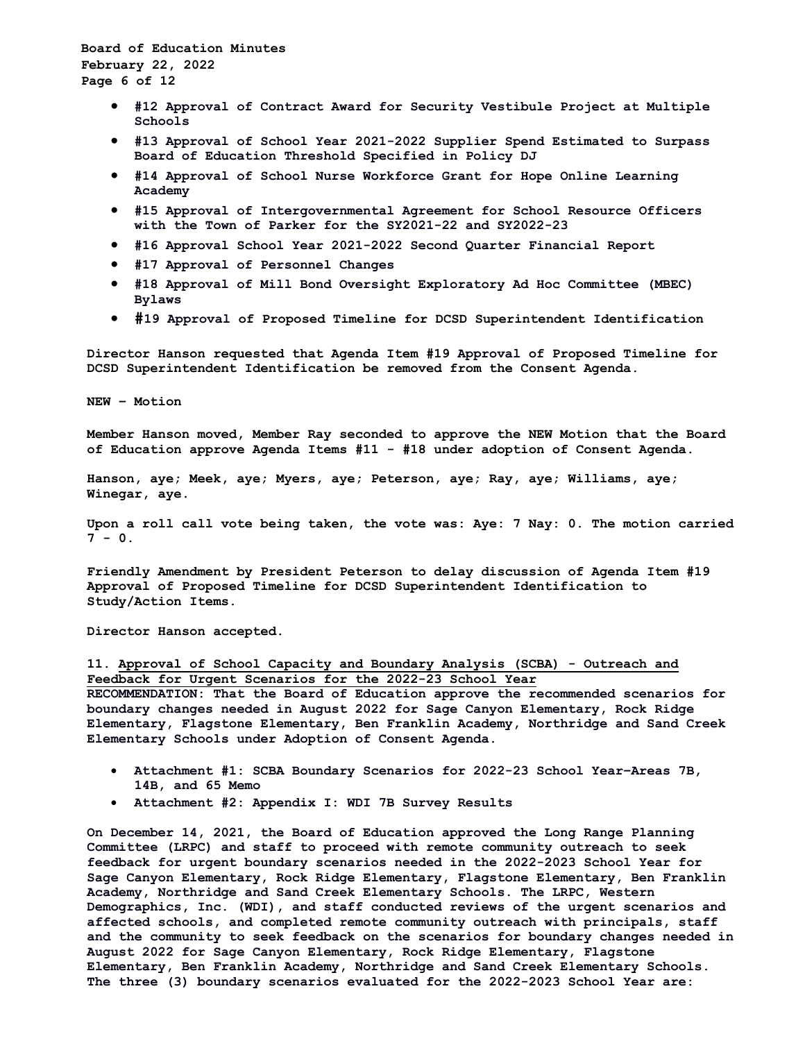- **#12 Approval of Contract Award for Security Vestibule Project at Multiple Schools**
- **#13 Approval of School Year 2021-2022 Supplier Spend Estimated to Surpass Board of Education Threshold Specified in Policy DJ**
- **#14 Approval of School Nurse Workforce Grant for Hope Online Learning Academy**
- **#15 Approval of Intergovernmental Agreement for School Resource Officers with the Town of Parker for the SY2021-22 and SY2022-23**
- **#16 Approval School Year 2021-2022 Second Quarter Financial Report**
- **#17 Approval of Personnel Changes**
- **#18 Approval of Mill Bond Oversight Exploratory Ad Hoc Committee (MBEC) Bylaws**
- **#19 Approval of Proposed Timeline for DCSD Superintendent Identification**

**Director Hanson requested that Agenda Item #19 Approval of Proposed Timeline for DCSD Superintendent Identification be removed from the Consent Agenda.**

**NEW – Motion**

**Member Hanson moved, Member Ray seconded to approve the NEW Motion that the Board of Education approve Agenda Items #11 - #18 under adoption of Consent Agenda.**

**Hanson, aye; Meek, aye; Myers, aye; Peterson, aye; Ray, aye; Williams, aye; Winegar, aye.**

**Upon a roll call vote being taken, the vote was: Aye: 7 Nay: 0. The motion carried 7 - 0.**

**Friendly Amendment by President Peterson to delay discussion of Agenda Item #19 Approval of Proposed Timeline for DCSD Superintendent Identification to Study/Action Items.**

**Director Hanson accepted.**

**11. <u>Approval of School Capacity and Boundary Analysis (SCBA) - Outreach and Feedback for Urgent Scenarios for the 2022-23 School Year</u>**
**RECOMMENDATION: That the Board of Education approve the recommended scenarios for boundary changes needed in August 2022 for Sage Canyon Elementary, Rock Ridge Elementary, Flagstone Elementary, Ben Franklin Academy, Northridge and Sand Creek Elementary Schools under Adoption of Consent Agenda.**

- **Attachment #1: SCBA Boundary Scenarios for 2022-23 School Year–Areas 7B, 14B, and 65 Memo**
- **Attachment #2: Appendix I: WDI 7B Survey Results**

**On December 14, 2021, the Board of Education approved the Long Range Planning Committee (LRPC) and staff to proceed with remote community outreach to seek feedback for urgent boundary scenarios needed in the 2022-2023 School Year for Sage Canyon Elementary, Rock Ridge Elementary, Flagstone Elementary, Ben Franklin Academy, Northridge and Sand Creek Elementary Schools. The LRPC, Western Demographics, Inc. (WDI), and staff conducted reviews of the urgent scenarios and affected schools, and completed remote community outreach with principals, staff and the community to seek feedback on the scenarios for boundary changes needed in August 2022 for Sage Canyon Elementary, Rock Ridge Elementary, Flagstone Elementary, Ben Franklin Academy, Northridge and Sand Creek Elementary Schools. The three (3) boundary scenarios evaluated for the 2022-2023 School Year are:**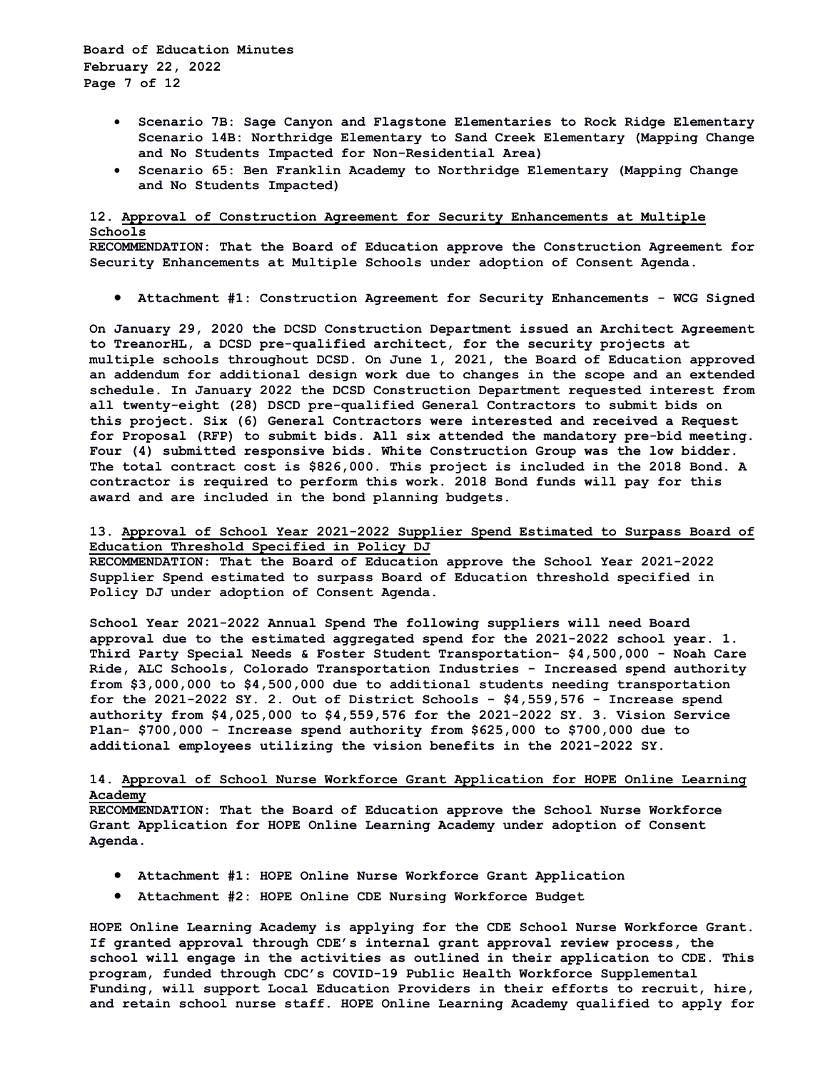- Scenario 7B: Sage Canyon and Flagstone Elementaries to Rock Ridge Elementary Scenario 14B: Northridge Elementary to Sand Creek Elementary (Mapping Change and No Students Impacted for Non-Residential Area)
- Scenario 65: Ben Franklin Academy to Northridge Elementary (Mapping Change and No Students Impacted)

**12. Approval of Construction Agreement for Security Enhancements at Multiple Schools**

**RECOMMENDATION: That the Board of Education approve the Construction Agreement for Security Enhancements at Multiple Schools under adoption of Consent Agenda.**

- **Attachment #1: Construction Agreement for Security Enhancements - WCG Signed**

**On January 29, 2020 the DCSD Construction Department issued an Architect Agreement to TreanorHL, a DCSD pre-qualified architect, for the security projects at multiple schools throughout DCSD. On June 1, 2021, the Board of Education approved an addendum for additional design work due to changes in the scope and an extended schedule. In January 2022 the DCSD Construction Department requested interest from all twenty-eight (28) DSCD pre-qualified General Contractors to submit bids on this project. Six (6) General Contractors were interested and received a Request for Proposal (RFP) to submit bids. All six attended the mandatory pre-bid meeting. Four (4) submitted responsive bids. White Construction Group was the low bidder. The total contract cost is $826,000. This project is included in the 2018 Bond. A contractor is required to perform this work. 2018 Bond funds will pay for this award and are included in the bond planning budgets.**

**13. Approval of School Year 2021-2022 Supplier Spend Estimated to Surpass Board of Education Threshold Specified in Policy DJ**

**RECOMMENDATION: That the Board of Education approve the School Year 2021-2022 Supplier Spend estimated to surpass Board of Education threshold specified in Policy DJ under adoption of Consent Agenda.**

**School Year 2021-2022 Annual Spend The following suppliers will need Board approval due to the estimated aggregated spend for the 2021-2022 school year. 1. Third Party Special Needs & Foster Student Transportation- $4,500,000 - Noah Care Ride, ALC Schools, Colorado Transportation Industries - Increased spend authority from $3,000,000 to $4,500,000 due to additional students needing transportation for the 2021-2022 SY. 2. Out of District Schools - $4,559,576 - Increase spend authority from $4,025,000 to $4,559,576 for the 2021-2022 SY. 3. Vision Service Plan- $700,000 - Increase spend authority from $625,000 to $700,000 due to additional employees utilizing the vision benefits in the 2021-2022 SY.**

**14. Approval of School Nurse Workforce Grant Application for HOPE Online Learning Academy**

**RECOMMENDATION: That the Board of Education approve the School Nurse Workforce Grant Application for HOPE Online Learning Academy under adoption of Consent Agenda.**

- **Attachment #1: HOPE Online Nurse Workforce Grant Application**
- **Attachment #2: HOPE Online CDE Nursing Workforce Budget**

**HOPE Online Learning Academy is applying for the CDE School Nurse Workforce Grant. If granted approval through CDE's internal grant approval review process, the school will engage in the activities as outlined in their application to CDE. This program, funded through CDC's COVID-19 Public Health Workforce Supplemental Funding, will support Local Education Providers in their efforts to recruit, hire, and retain school nurse staff. HOPE Online Learning Academy qualified to apply for**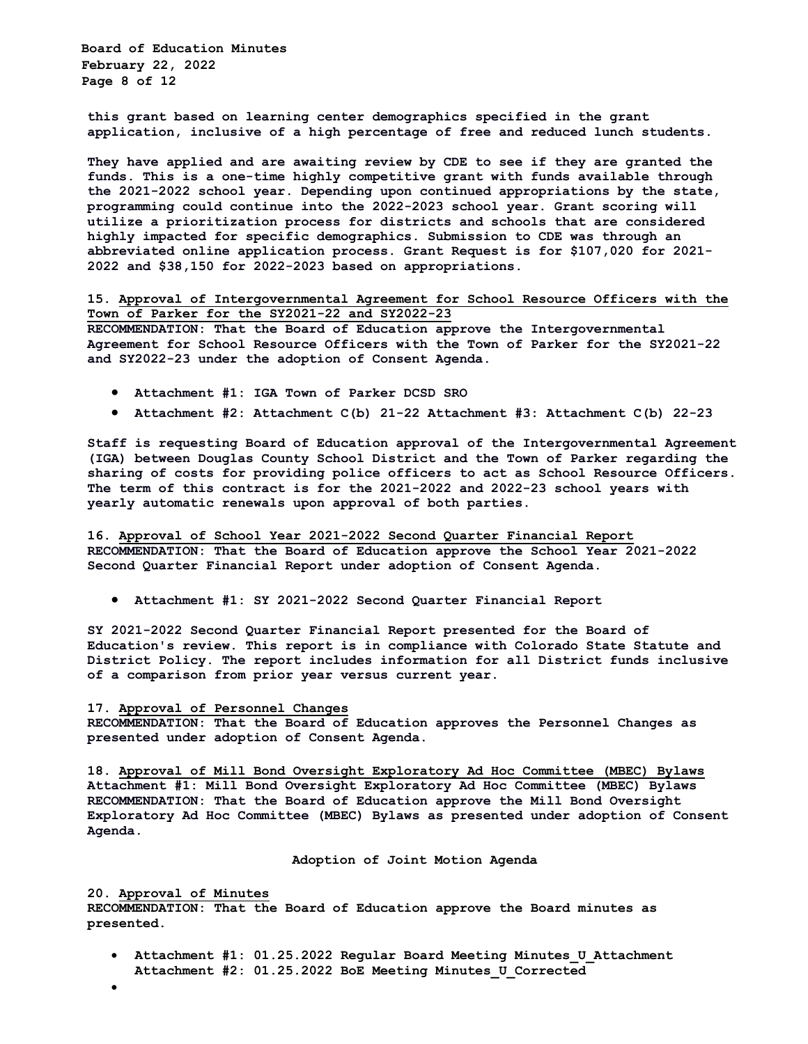this grant based on learning center demographics specified in the grant application, inclusive of a high percentage of free and reduced lunch students.

They have applied and are awaiting review by CDE to see if they are granted the funds. This is a one-time highly competitive grant with funds available through the 2021-2022 school year. Depending upon continued appropriations by the state, programming could continue into the 2022-2023 school year. Grant scoring will utilize a prioritization process for districts and schools that are considered highly impacted for specific demographics. Submission to CDE was through an abbreviated online application process. Grant Request is for $107,020 for 2021-2022 and $38,150 for 2022-2023 based on appropriations.

15. Approval of Intergovernmental Agreement for School Resource Officers with the Town of Parker for the SY2021-22 and SY2022-23
RECOMMENDATION: That the Board of Education approve the Intergovernmental Agreement for School Resource Officers with the Town of Parker for the SY2021-22 and SY2022-23 under the adoption of Consent Agenda.

- Attachment #1: IGA Town of Parker DCSD SRO
- Attachment #2: Attachment C(b) 21-22 Attachment #3: Attachment C(b) 22-23

Staff is requesting Board of Education approval of the Intergovernmental Agreement (IGA) between Douglas County School District and the Town of Parker regarding the sharing of costs for providing police officers to act as School Resource Officers. The term of this contract is for the 2021-2022 and 2022-23 school years with yearly automatic renewals upon approval of both parties.

16. Approval of School Year 2021-2022 Second Quarter Financial Report
RECOMMENDATION: That the Board of Education approve the School Year 2021-2022 Second Quarter Financial Report under adoption of Consent Agenda.

- Attachment #1: SY 2021-2022 Second Quarter Financial Report

SY 2021-2022 Second Quarter Financial Report presented for the Board of Education's review. This report is in compliance with Colorado State Statute and District Policy. The report includes information for all District funds inclusive of a comparison from prior year versus current year.

17. Approval of Personnel Changes
RECOMMENDATION: That the Board of Education approves the Personnel Changes as presented under adoption of Consent Agenda.

18. Approval of Mill Bond Oversight Exploratory Ad Hoc Committee (MBEC) Bylaws
Attachment #1: Mill Bond Oversight Exploratory Ad Hoc Committee (MBEC) Bylaws
RECOMMENDATION: That the Board of Education approve the Mill Bond Oversight Exploratory Ad Hoc Committee (MBEC) Bylaws as presented under adoption of Consent Agenda.

## Adoption of Joint Motion Agenda

20. Approval of Minutes
RECOMMENDATION: That the Board of Education approve the Board minutes as presented.

- Attachment #1: 01.25.2022 Regular Board Meeting Minutes_U_Attachment
  Attachment #2: 01.25.2022 BoE Meeting Minutes_U_Corrected
-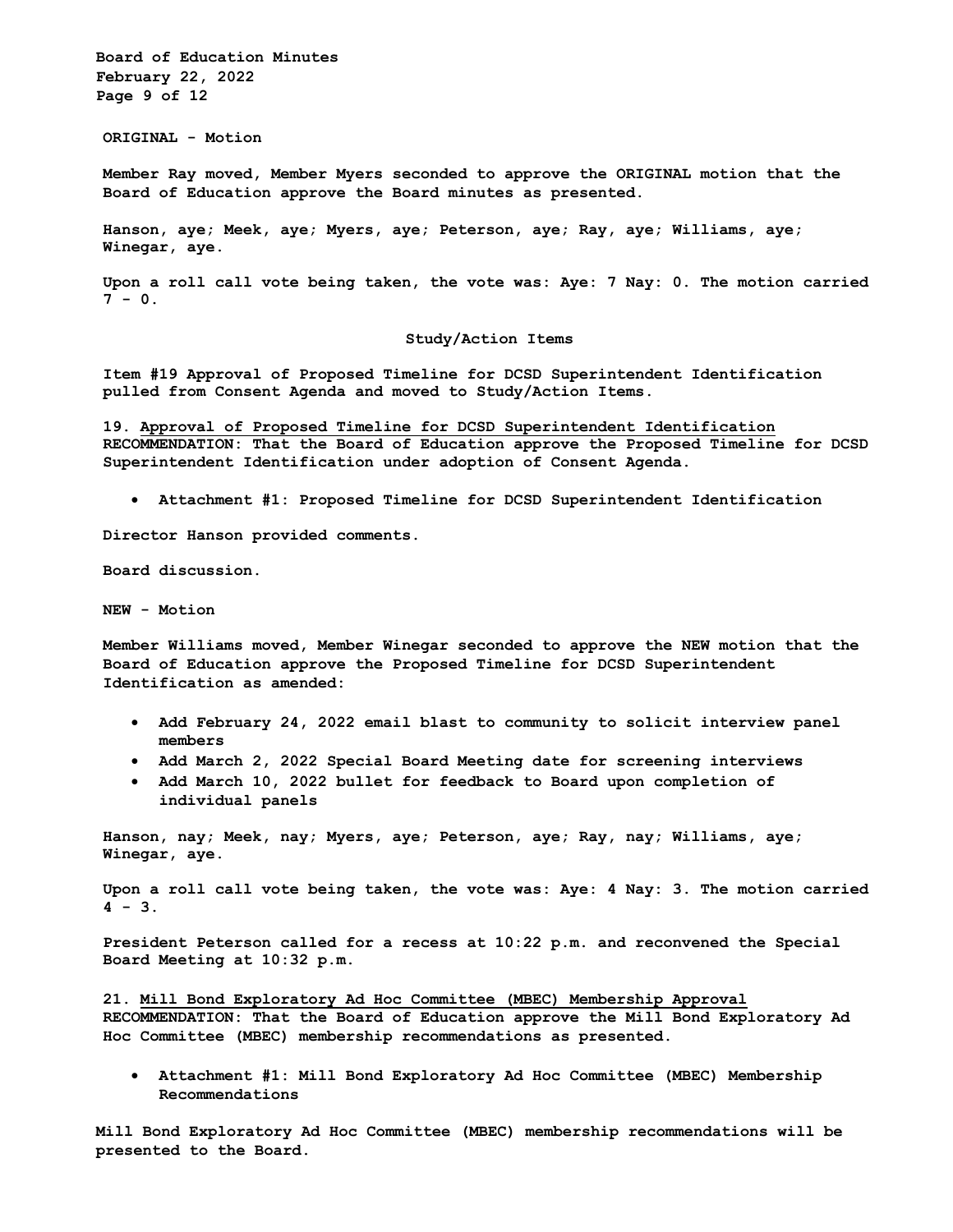**ORIGINAL - Motion**

**Member Ray moved, Member Myers seconded to approve the ORIGINAL motion that the Board of Education approve the Board minutes as presented.**

**Hanson, aye; Meek, aye; Myers, aye; Peterson, aye; Ray, aye; Williams, aye; Winegar, aye.**

**Upon a roll call vote being taken, the vote was: Aye: 7 Nay: 0. The motion carried 7 - 0.**

## Study/Action Items

**Item #19 Approval of Proposed Timeline for DCSD Superintendent Identification pulled from Consent Agenda and moved to Study/Action Items.**

**19. <u>Approval of Proposed Timeline for DCSD Superintendent Identification</u>**
**RECOMMENDATION: That the Board of Education approve the Proposed Timeline for DCSD Superintendent Identification under adoption of Consent Agenda.**

- **Attachment #1: Proposed Timeline for DCSD Superintendent Identification**

**Director Hanson provided comments.**

**Board discussion.**

**NEW - Motion**

**Member Williams moved, Member Winegar seconded to approve the NEW motion that the Board of Education approve the Proposed Timeline for DCSD Superintendent Identification as amended:**

- **Add February 24, 2022 email blast to community to solicit interview panel members**
- **Add March 2, 2022 Special Board Meeting date for screening interviews**
- **Add March 10, 2022 bullet for feedback to Board upon completion of individual panels**

**Hanson, nay; Meek, nay; Myers, aye; Peterson, aye; Ray, nay; Williams, aye; Winegar, aye.**

**Upon a roll call vote being taken, the vote was: Aye: 4 Nay: 3. The motion carried 4 - 3.**

**President Peterson called for a recess at 10:22 p.m. and reconvened the Special Board Meeting at 10:32 p.m.**

**21. <u>Mill Bond Exploratory Ad Hoc Committee (MBEC) Membership Approval</u>**
**RECOMMENDATION: That the Board of Education approve the Mill Bond Exploratory Ad Hoc Committee (MBEC) membership recommendations as presented.**

- **Attachment #1: Mill Bond Exploratory Ad Hoc Committee (MBEC) Membership Recommendations**

**Mill Bond Exploratory Ad Hoc Committee (MBEC) membership recommendations will be presented to the Board.**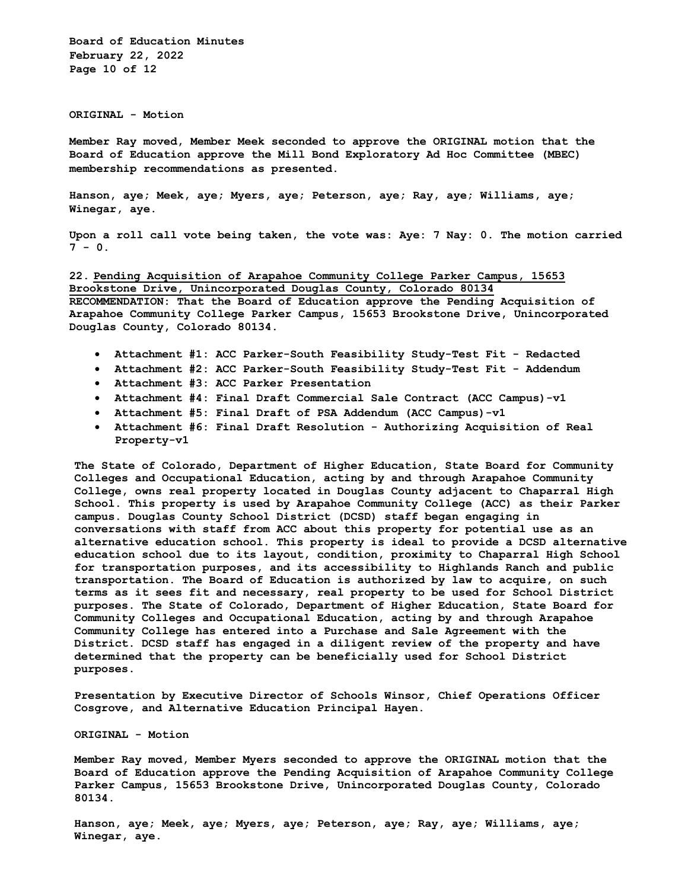**ORIGINAL - Motion**

**Member Ray moved, Member Meek seconded to approve the ORIGINAL motion that the Board of Education approve the Mill Bond Exploratory Ad Hoc Committee (MBEC) membership recommendations as presented.**

**Hanson, aye; Meek, aye; Myers, aye; Peterson, aye; Ray, aye; Williams, aye; Winegar, aye.**

**Upon a roll call vote being taken, the vote was: Aye: 7 Nay: 0. The motion carried 7 - 0.**

**22. Pending Acquisition of Arapahoe Community College Parker Campus, 15653 Brookstone Drive, Unincorporated Douglas County, Colorado 80134**
**RECOMMENDATION: That the Board of Education approve the Pending Acquisition of Arapahoe Community College Parker Campus, 15653 Brookstone Drive, Unincorporated Douglas County, Colorado 80134.**

- **Attachment #1: ACC Parker-South Feasibility Study-Test Fit - Redacted**
- **Attachment #2: ACC Parker-South Feasibility Study-Test Fit - Addendum**
- **Attachment #3: ACC Parker Presentation**
- **Attachment #4: Final Draft Commercial Sale Contract (ACC Campus)-v1**
- **Attachment #5: Final Draft of PSA Addendum (ACC Campus)-v1**
- **Attachment #6: Final Draft Resolution - Authorizing Acquisition of Real Property-v1**

**The State of Colorado, Department of Higher Education, State Board for Community Colleges and Occupational Education, acting by and through Arapahoe Community College, owns real property located in Douglas County adjacent to Chaparral High School. This property is used by Arapahoe Community College (ACC) as their Parker campus. Douglas County School District (DCSD) staff began engaging in conversations with staff from ACC about this property for potential use as an alternative education school. This property is ideal to provide a DCSD alternative education school due to its layout, condition, proximity to Chaparral High School for transportation purposes, and its accessibility to Highlands Ranch and public transportation. The Board of Education is authorized by law to acquire, on such terms as it sees fit and necessary, real property to be used for School District purposes. The State of Colorado, Department of Higher Education, State Board for Community Colleges and Occupational Education, acting by and through Arapahoe Community College has entered into a Purchase and Sale Agreement with the District. DCSD staff has engaged in a diligent review of the property and have determined that the property can be beneficially used for School District purposes.**

**Presentation by Executive Director of Schools Winsor, Chief Operations Officer Cosgrove, and Alternative Education Principal Hayen.**

**ORIGINAL - Motion**

**Member Ray moved, Member Myers seconded to approve the ORIGINAL motion that the Board of Education approve the Pending Acquisition of Arapahoe Community College Parker Campus, 15653 Brookstone Drive, Unincorporated Douglas County, Colorado 80134.**

**Hanson, aye; Meek, aye; Myers, aye; Peterson, aye; Ray, aye; Williams, aye; Winegar, aye.**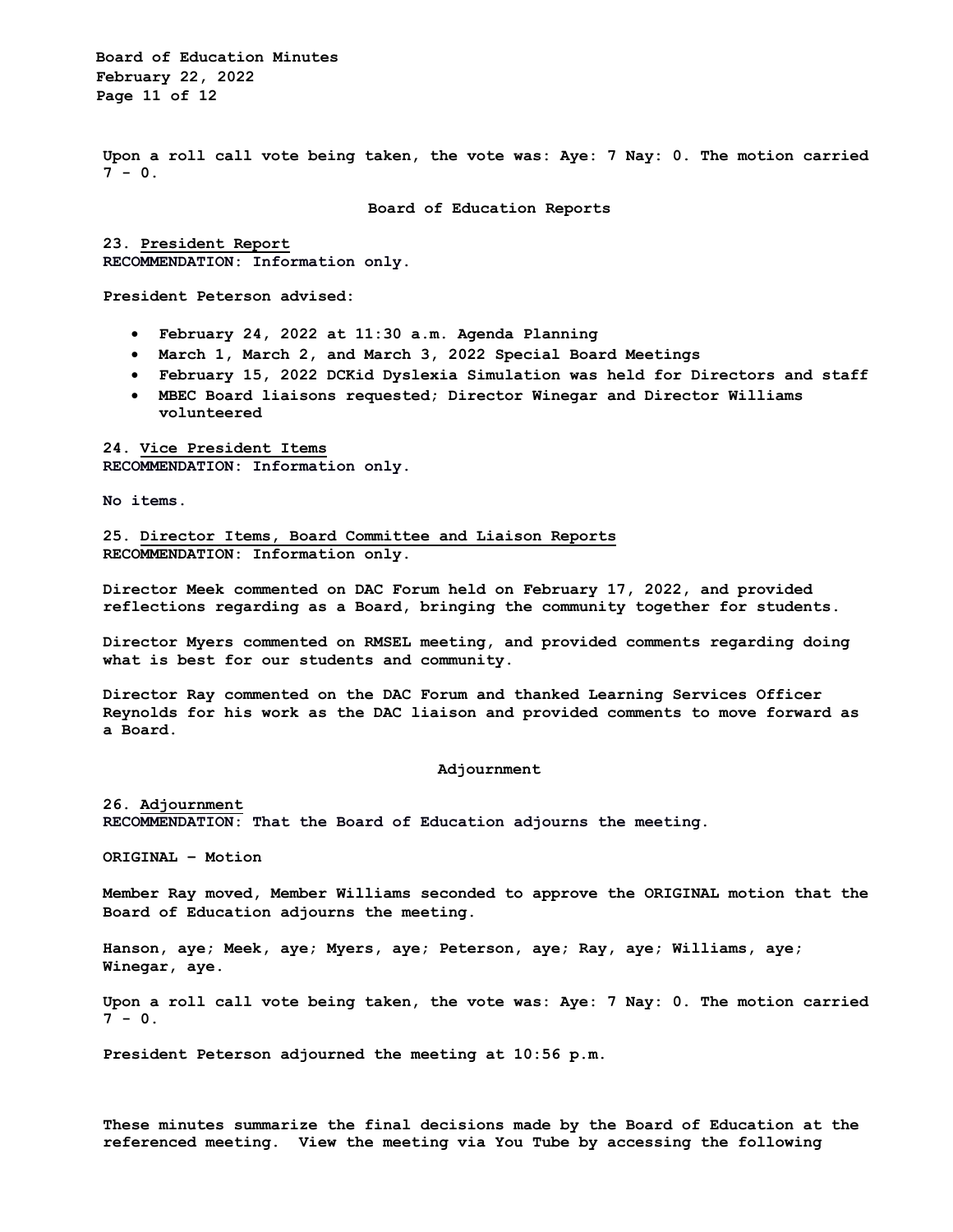Upon a roll call vote being taken, the vote was: Aye: 7 Nay: 0. The motion carried 7 - 0.

## Board of Education Reports

**23. President Report**
RECOMMENDATION: Information only.

President Peterson advised:

- February 24, 2022 at 11:30 a.m. Agenda Planning
- March 1, March 2, and March 3, 2022 Special Board Meetings
- February 15, 2022 DCKid Dyslexia Simulation was held for Directors and staff
- MBEC Board liaisons requested; Director Winegar and Director Williams volunteered

**24. Vice President Items**
RECOMMENDATION: Information only.

No items.

**25. Director Items, Board Committee and Liaison Reports**
RECOMMENDATION: Information only.

Director Meek commented on DAC Forum held on February 17, 2022, and provided reflections regarding as a Board, bringing the community together for students.

Director Myers commented on RMSEL meeting, and provided comments regarding doing what is best for our students and community.

Director Ray commented on the DAC Forum and thanked Learning Services Officer Reynolds for his work as the DAC liaison and provided comments to move forward as a Board.

## Adjournment

**26. Adjournment**
RECOMMENDATION: That the Board of Education adjourns the meeting.

ORIGINAL – Motion

Member Ray moved, Member Williams seconded to approve the ORIGINAL motion that the Board of Education adjourns the meeting.

Hanson, aye; Meek, aye; Myers, aye; Peterson, aye; Ray, aye; Williams, aye; Winegar, aye.

Upon a roll call vote being taken, the vote was: Aye: 7 Nay: 0. The motion carried 7 - 0.

President Peterson adjourned the meeting at 10:56 p.m.

These minutes summarize the final decisions made by the Board of Education at the referenced meeting. View the meeting via You Tube by accessing the following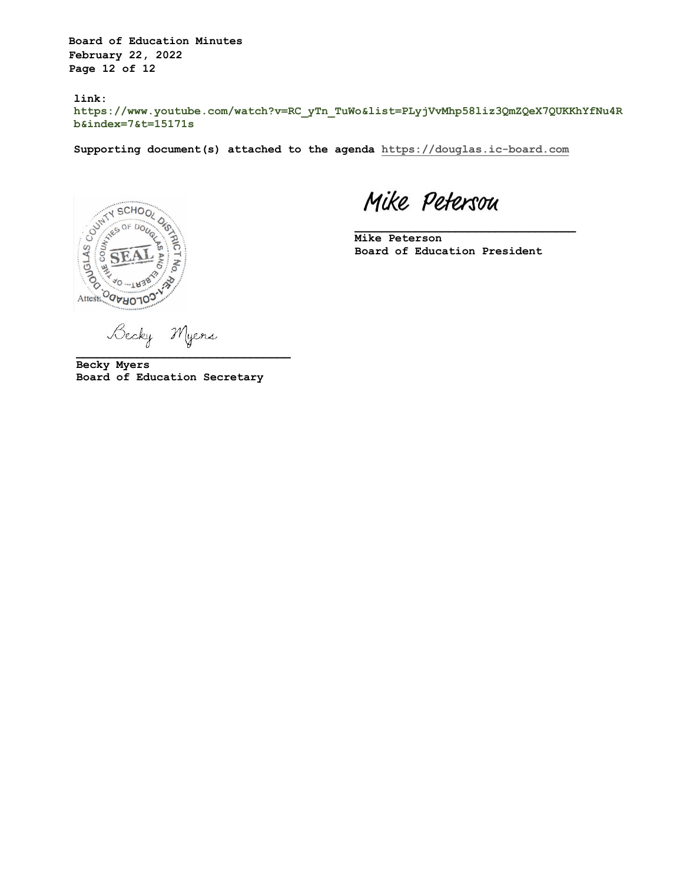**link:**
**https://www.youtube.com/watch?v=RC_yTn_TuWo&list=PLyjVvMhp58liz3QmZQeX7QUKKhYfNu4Rb&index=7&t=15171s**

**Supporting document(s) attached to the agenda https://douglas.ic-board.com**

Mike Peterson

**Mike Peterson**
**Board of Education President**

DOUGLAS COUNTY SCHOOL DISTRICT NO. RE-1 OF THE COUNTIES OF DOUGLAS AND ELBERT - COLORADO SEAL

Attest:

Becky Myers

**Becky Myers**
**Board of Education Secretary**